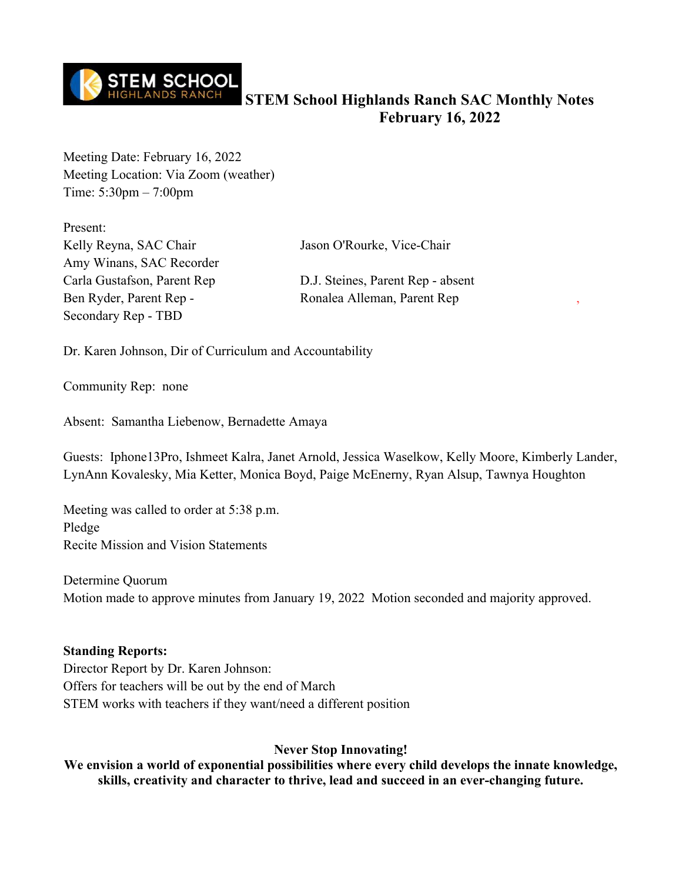# STEM School Highlands Ranch SAC Monthly Notes
## February 16, 2022

Meeting Date: February 16, 2022
Meeting Location: Via Zoom (weather)
Time: 5:30pm – 7:00pm

Present:
Kelly Reyna, SAC Chair
Jason O'Rourke, Vice-Chair
Amy Winans, SAC Recorder
Carla Gustafson, Parent Rep
D.J. Steines, Parent Rep - absent
Ben Ryder, Parent Rep -
Ronalea Alleman, Parent Rep
Secondary Rep - TBD

Dr. Karen Johnson, Dir of Curriculum and Accountability

Community Rep: none

Absent: Samantha Liebenow, Bernadette Amaya

Guests: Iphone13Pro, Ishmeet Kalra, Janet Arnold, Jessica Waselkow, Kelly Moore, Kimberly Lander, LynAnn Kovalesky, Mia Ketter, Monica Boyd, Paige McEnerny, Ryan Alsup, Tawnya Houghton

Meeting was called to order at 5:38 p.m.
Pledge
Recite Mission and Vision Statements

Determine Quorum
Motion made to approve minutes from January 19, 2022 Motion seconded and majority approved.

**Standing Reports:**
Director Report by Dr. Karen Johnson:
Offers for teachers will be out by the end of March
STEM works with teachers if they want/need a different position

**Never Stop Innovating!**
**We envision a world of exponential possibilities where every child develops the innate knowledge, skills, creativity and character to thrive, lead and succeed in an ever-changing future.**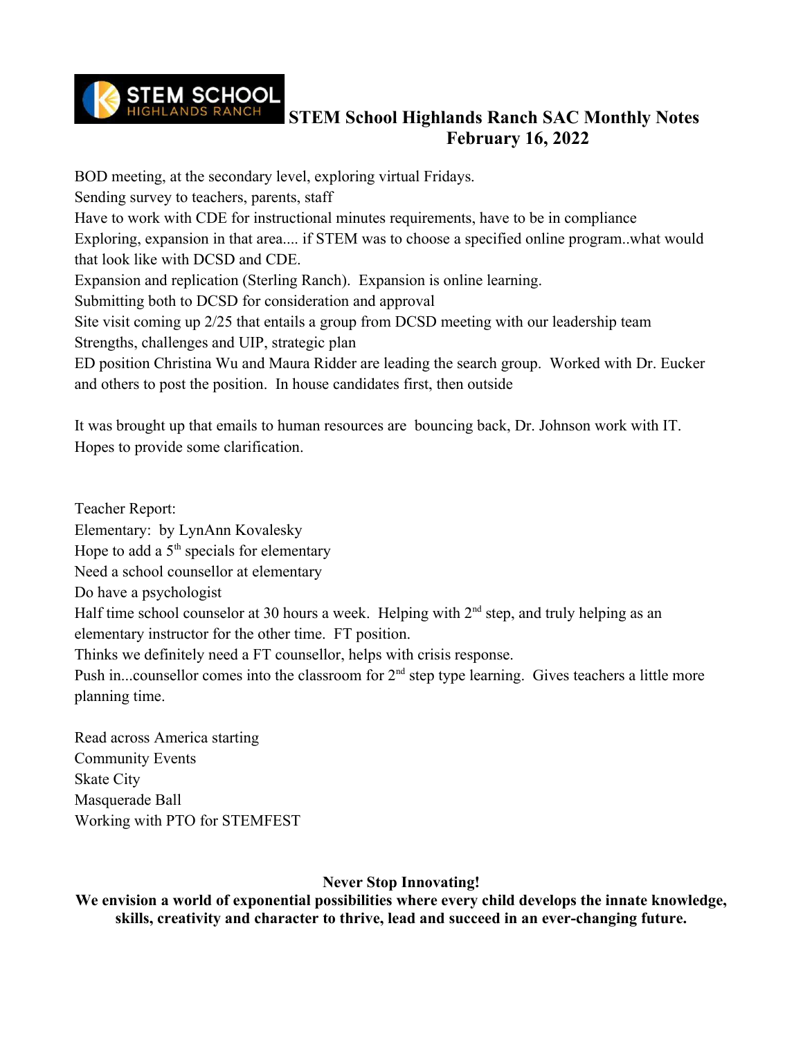# STEM School Highlands Ranch SAC Monthly Notes
## February 16, 2022

BOD meeting, at the secondary level, exploring virtual Fridays.
Sending survey to teachers, parents, staff
Have to work with CDE for instructional minutes requirements, have to be in compliance
Exploring, expansion in that area.... if STEM was to choose a specified online program..what would that look like with DCSD and CDE.
Expansion and replication (Sterling Ranch). Expansion is online learning.
Submitting both to DCSD for consideration and approval
Site visit coming up 2/25 that entails a group from DCSD meeting with our leadership team
Strengths, challenges and UIP, strategic plan
ED position Christina Wu and Maura Ridder are leading the search group. Worked with Dr. Eucker and others to post the position. In house candidates first, then outside

It was brought up that emails to human resources are bouncing back, Dr. Johnson work with IT. Hopes to provide some clarification.

Teacher Report:
Elementary: by LynAnn Kovalesky
Hope to add a 5th specials for elementary
Need a school counsellor at elementary
Do have a psychologist
Half time school counselor at 30 hours a week. Helping with 2nd step, and truly helping as an elementary instructor for the other time. FT position.
Thinks we definitely need a FT counsellor, helps with crisis response.
Push in...counsellor comes into the classroom for 2nd step type learning. Gives teachers a little more planning time.

Read across America starting
Community Events
Skate City
Masquerade Ball
Working with PTO for STEMFEST

**Never Stop Innovating!**
**We envision a world of exponential possibilities where every child develops the innate knowledge, skills, creativity and character to thrive, lead and succeed in an ever-changing future.**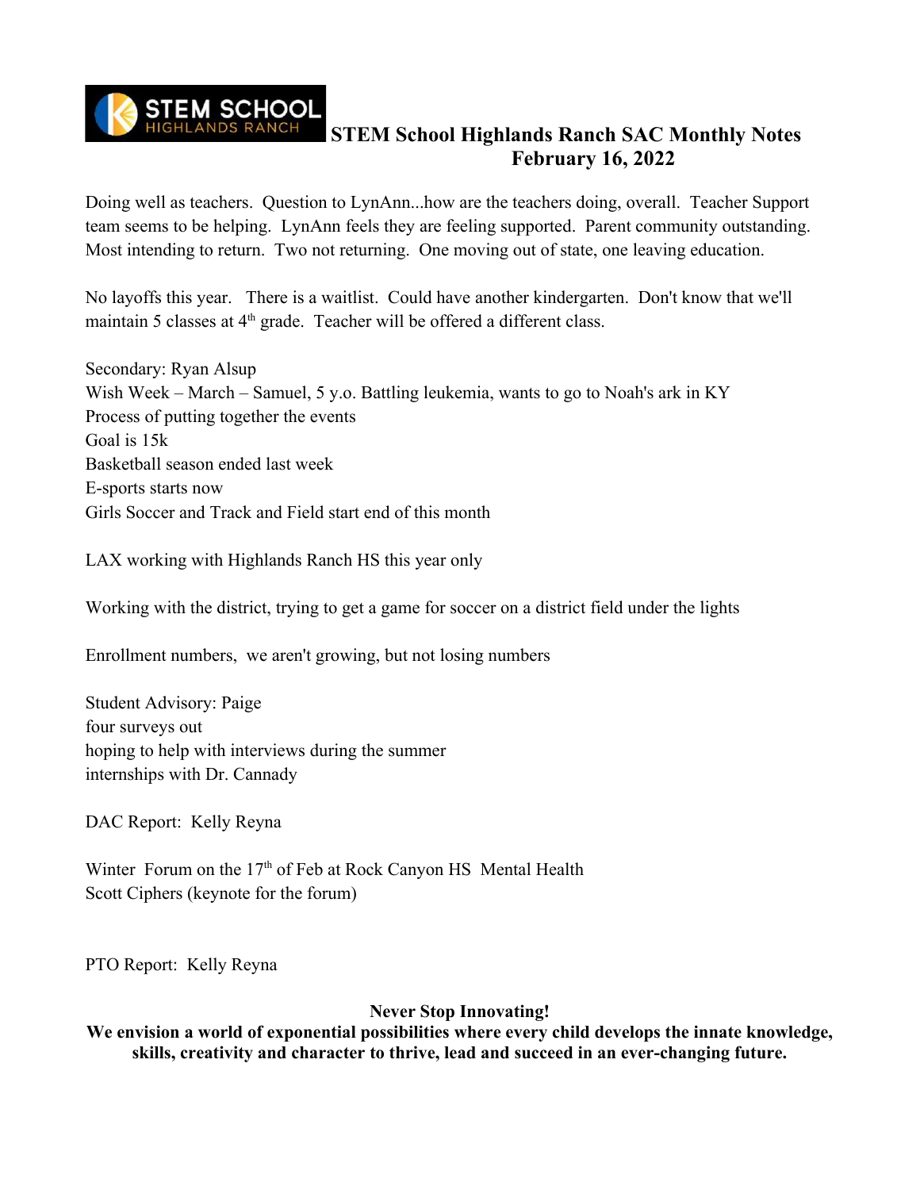# STEM School Highlands Ranch SAC Monthly Notes
## February 16, 2022

Doing well as teachers. Question to LynAnn...how are the teachers doing, overall. Teacher Support team seems to be helping. LynAnn feels they are feeling supported. Parent community outstanding. Most intending to return. Two not returning. One moving out of state, one leaving education.

No layoffs this year. There is a waitlist. Could have another kindergarten. Don't know that we'll maintain 5 classes at 4th grade. Teacher will be offered a different class.

Secondary: Ryan Alsup
Wish Week – March – Samuel, 5 y.o. Battling leukemia, wants to go to Noah's ark in KY
Process of putting together the events
Goal is 15k
Basketball season ended last week
E-sports starts now
Girls Soccer and Track and Field start end of this month

LAX working with Highlands Ranch HS this year only

Working with the district, trying to get a game for soccer on a district field under the lights

Enrollment numbers, we aren't growing, but not losing numbers

Student Advisory: Paige
four surveys out
hoping to help with interviews during the summer
internships with Dr. Cannady

DAC Report: Kelly Reyna

Winter Forum on the 17th of Feb at Rock Canyon HS Mental Health
Scott Ciphers (keynote for the forum)

PTO Report: Kelly Reyna

**Never Stop Innovating!**
**We envision a world of exponential possibilities where every child develops the innate knowledge, skills, creativity and character to thrive, lead and succeed in an ever-changing future.**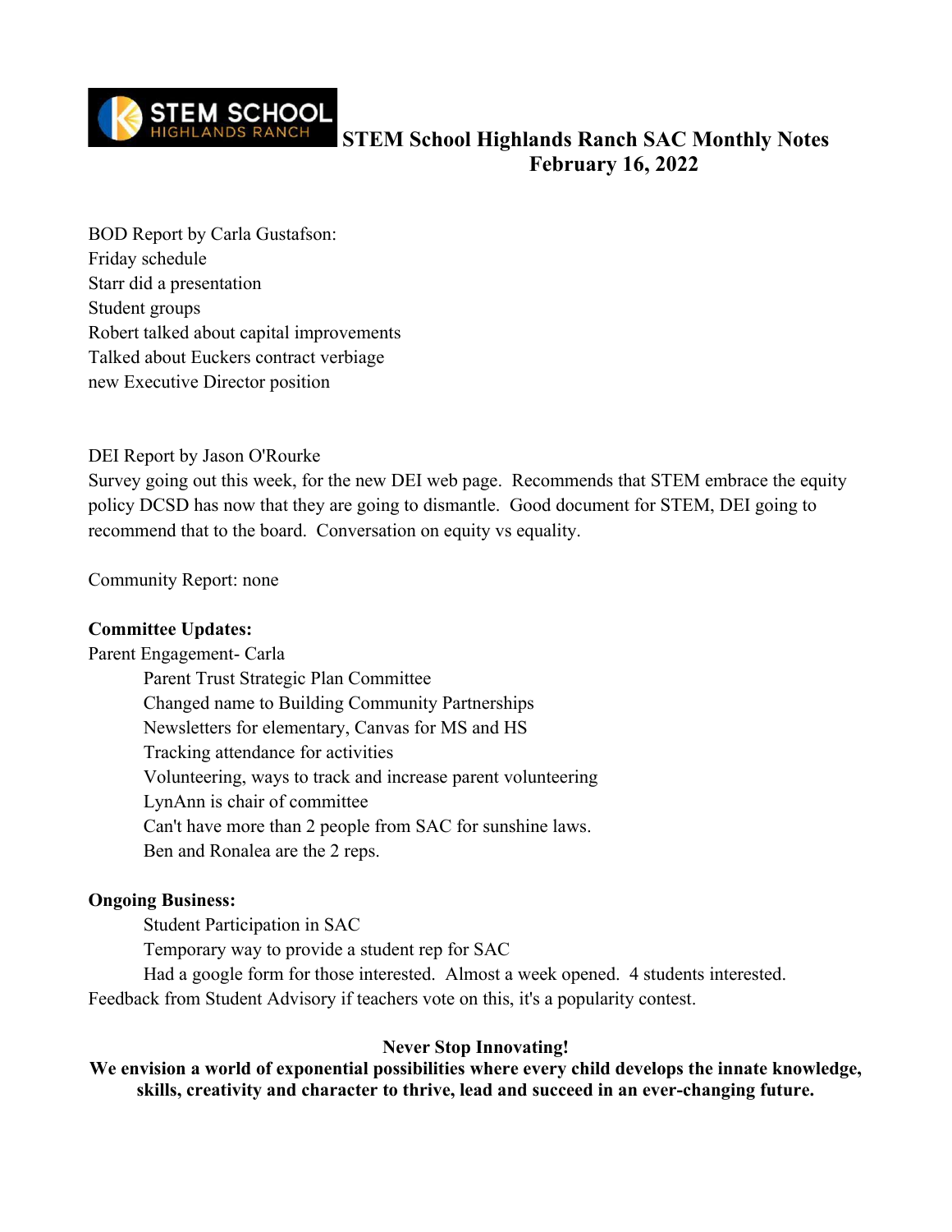# STEM School Highlands Ranch SAC Monthly Notes
## February 16, 2022

BOD Report by Carla Gustafson:
Friday schedule
Starr did a presentation
Student groups
Robert talked about capital improvements
Talked about Euckers contract verbiage
new Executive Director position

DEI Report by Jason O'Rourke
Survey going out this week, for the new DEI web page. Recommends that STEM embrace the equity policy DCSD has now that they are going to dismantle. Good document for STEM, DEI going to recommend that to the board. Conversation on equity vs equality.

Community Report: none

**Committee Updates:**

Parent Engagement- Carla

- Parent Trust Strategic Plan Committee
- Changed name to Building Community Partnerships
- Newsletters for elementary, Canvas for MS and HS
- Tracking attendance for activities
- Volunteering, ways to track and increase parent volunteering
- LynAnn is chair of committee
- Can't have more than 2 people from SAC for sunshine laws.
- Ben and Ronalea are the 2 reps.

**Ongoing Business:**

- Student Participation in SAC
- Temporary way to provide a student rep for SAC
- Had a google form for those interested. Almost a week opened. 4 students interested.

Feedback from Student Advisory if teachers vote on this, it's a popularity contest.

**Never Stop Innovating!**
**We envision a world of exponential possibilities where every child develops the innate knowledge, skills, creativity and character to thrive, lead and succeed in an ever-changing future.**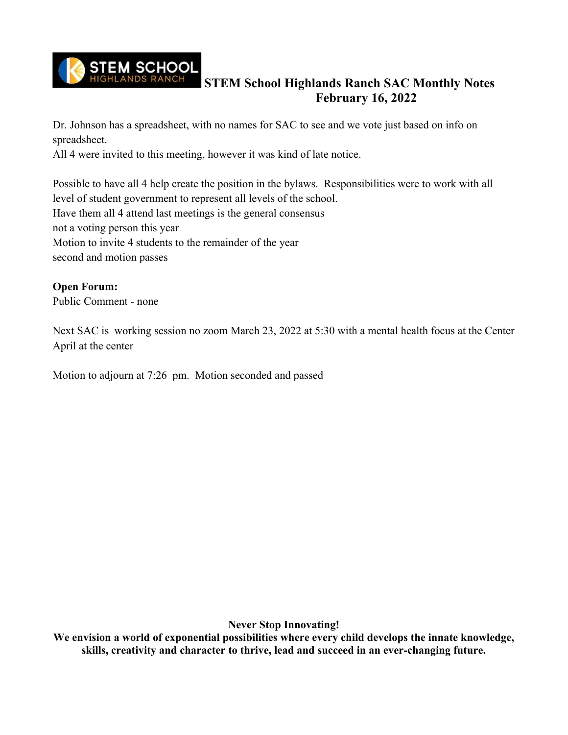# STEM School Highlands Ranch SAC Monthly Notes
## February 16, 2022

Dr. Johnson has a spreadsheet, with no names for SAC to see and we vote just based on info on spreadsheet.
All 4 were invited to this meeting, however it was kind of late notice.

Possible to have all 4 help create the position in the bylaws. Responsibilities were to work with all level of student government to represent all levels of the school.
Have them all 4 attend last meetings is the general consensus
not a voting person this year
Motion to invite 4 students to the remainder of the year
second and motion passes

**Open Forum:**
Public Comment - none

Next SAC is working session no zoom March 23, 2022 at 5:30 with a mental health focus at the Center
April at the center

Motion to adjourn at 7:26 pm. Motion seconded and passed

**Never Stop Innovating!**
**We envision a world of exponential possibilities where every child develops the innate knowledge, skills, creativity and character to thrive, lead and succeed in an ever-changing future.**